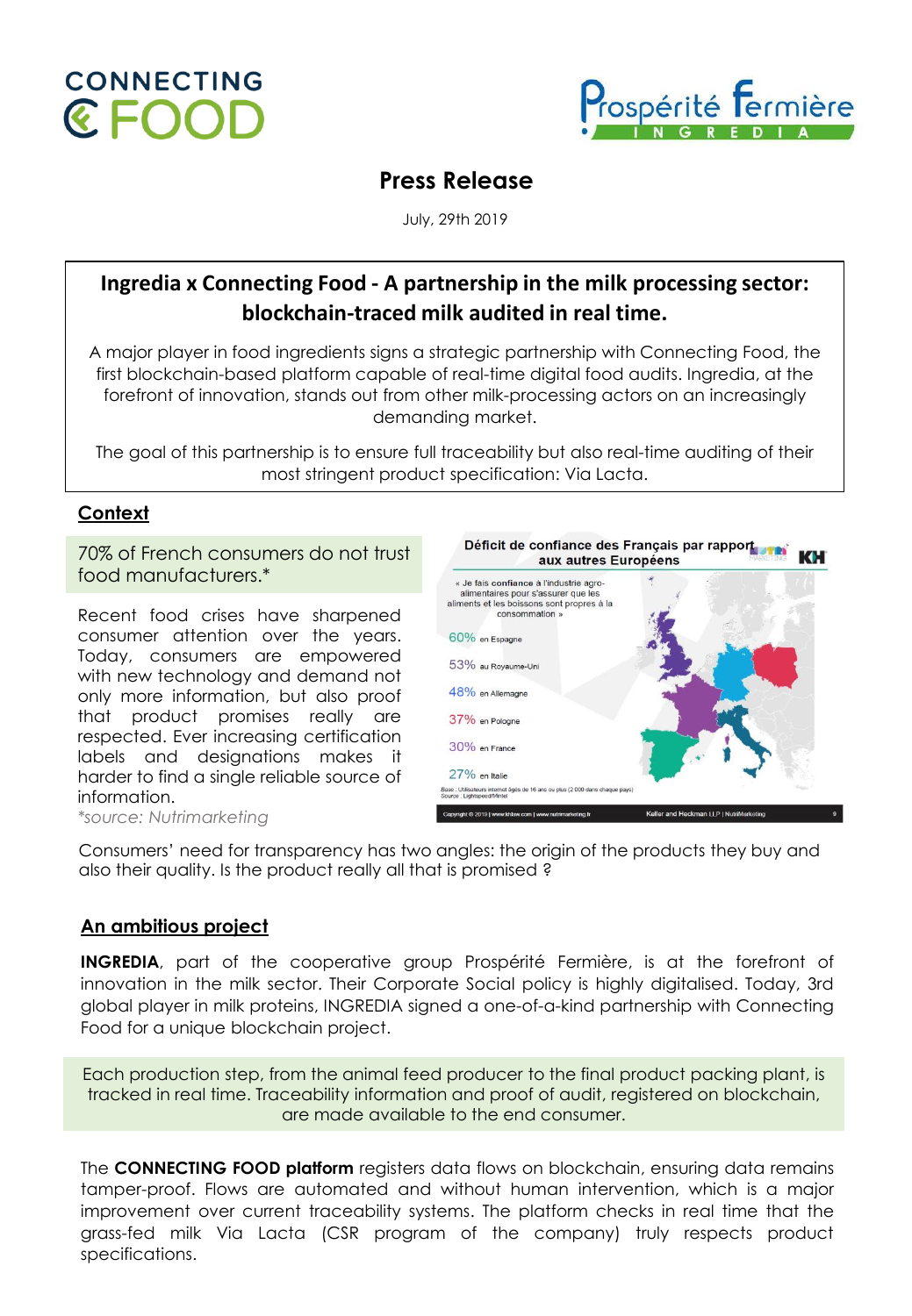CONNECTING FOOD

Prospérité Fermière INGREDIA

# Press Release

July, 29th 2019

## Ingredia x Connecting Food - A partnership in the milk processing sector: blockchain-traced milk audited in real time.

A major player in food ingredients signs a strategic partnership with Connecting Food, the first blockchain-based platform capable of real-time digital food audits. Ingredia, at the forefront of innovation, stands out from other milk-processing actors on an increasingly demanding market.

The goal of this partnership is to ensure full traceability but also real-time auditing of their most stringent product specification: Via Lacta.

## Context

70% of French consumers do not trust food manufacturers.*

Recent food crises have sharpened consumer attention over the years. Today, consumers are empowered with new technology and demand not only more information, but also proof that product promises really are respected. Ever increasing certification labels and designations makes it harder to find a single reliable source of information.

*\*source: Nutrimarketing*

**Déficit de confiance des Français par rapport aux autres Européens**

« Je fais confiance à l'industrie agro-alimentaire pour s'assurer que les aliments et les boissons sont propres à la consommation »

- 60% en Espagne
- 53% au Royaume-Uni
- 48% en Allemagne
- 37% en Pologne
- 30% en France
- 27% en Italie

Base : Utilisateurs internet âgés de 16 ans ou plus (2 000 dans chaque pays)
Source : Lightspeed/Mintel

Copyright © 2019 | www.khlaw.com | www.nutrimarketing.fr — Keller and Heckman LLP | NutriMarketing

Consumers' need for transparency has two angles: the origin of the products they buy and also their quality. Is the product really all that is promised ?

## An ambitious project

**INGREDIA**, part of the cooperative group Prospérité Fermière, is at the forefront of innovation in the milk sector. Their Corporate Social policy is highly digitalised. Today, 3rd global player in milk proteins, INGREDIA signed a one-of-a-kind partnership with Connecting Food for a unique blockchain project.

Each production step, from the animal feed producer to the final product packing plant, is tracked in real time. Traceability information and proof of audit, registered on blockchain, are made available to the end consumer.

The **CONNECTING FOOD platform** registers data flows on blockchain, ensuring data remains tamper-proof. Flows are automated and without human intervention, which is a major improvement over current traceability systems. The platform checks in real time that the grass-fed milk Via Lacta (CSR program of the company) truly respects product specifications.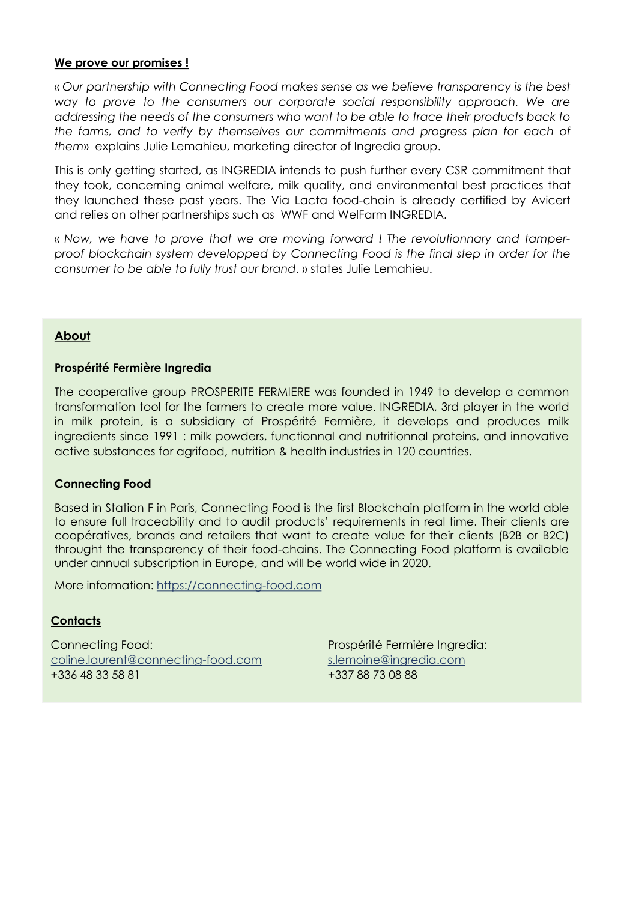**We prove our promises !**

« *Our partnership with Connecting Food makes sense as we believe transparency is the best way to prove to the consumers our corporate social responsibility approach. We are addressing the needs of the consumers who want to be able to trace their products back to the farms, and to verify by themselves our commitments and progress plan for each of them*» explains Julie Lemahieu, marketing director of Ingredia group.

This is only getting started, as INGREDIA intends to push further every CSR commitment that they took, concerning animal welfare, milk quality, and environmental best practices that they launched these past years. The Via Lacta food-chain is already certified by Avicert and relies on other partnerships such as WWF and WelFarm INGREDIA.

« *Now, we have to prove that we are moving forward ! The revolutionnary and tamper-proof blockchain system developped by Connecting Food is the final step in order for the consumer to be able to fully trust our brand*. » states Julie Lemahieu.

## About

### Prospérité Fermière Ingredia

The cooperative group PROSPERITE FERMIERE was founded in 1949 to develop a common transformation tool for the farmers to create more value. INGREDIA, 3rd player in the world in milk protein, is a subsidiary of Prospérité Fermière, it develops and produces milk ingredients since 1991 : milk powders, functionnal and nutritionnal proteins, and innovative active substances for agrifood, nutrition & health industries in 120 countries.

### Connecting Food

Based in Station F in Paris, Connecting Food is the first Blockchain platform in the world able to ensure full traceability and to audit products' requirements in real time. Their clients are coopératives, brands and retailers that want to create value for their clients (B2B or B2C) throught the transparency of their food-chains. The Connecting Food platform is available under annual subscription in Europe, and will be world wide in 2020.

More information: https://connecting-food.com

## Contacts

Connecting Food:
coline.laurent@connecting-food.com
+336 48 33 58 81

Prospérité Fermière Ingredia:
s.lemoine@ingredia.com
+337 88 73 08 88